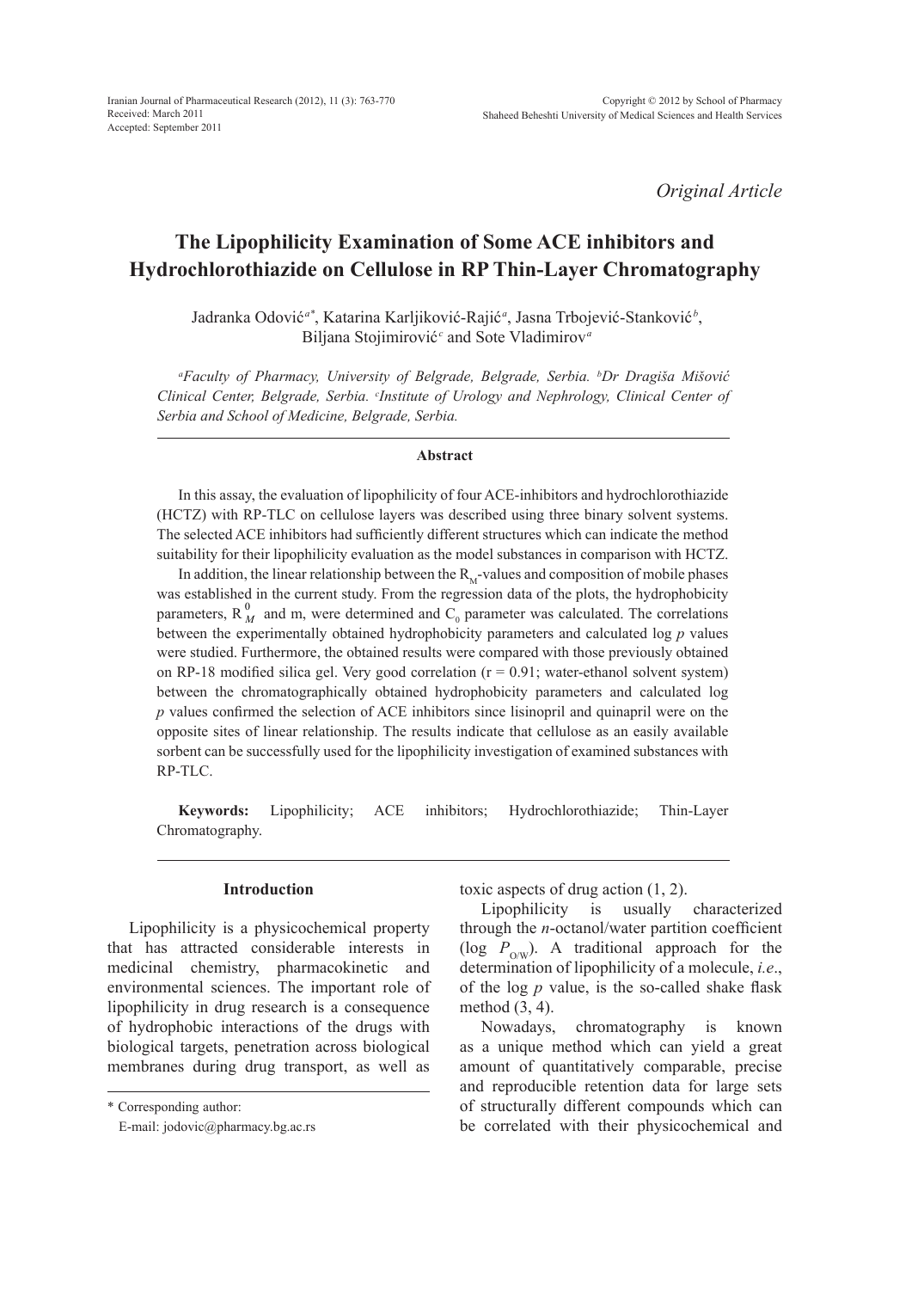Iranian Journal of Pharmaceutical Research (2012), 11 (3): 763-770
Received: March 2011
Accepted: September 2011

Copyright © 2012 by School of Pharmacy
Shaheed Beheshti University of Medical Sciences and Health Services

*Original Article*

# The Lipophilicity Examination of Some ACE inhibitors and Hydrochlorothiazide on Cellulose in RP Thin-Layer Chromatography

Jadranka Odović[a*], Katarina Karljiković-Rajić[a], Jasna Trbojević-Stanković[b], Biljana Stojimirović[c] and Sote Vladimirov[a]

[a]*Faculty of Pharmacy, University of Belgrade, Belgrade, Serbia.* [b]*Dr Dragiša Mišović Clinical Center, Belgrade, Serbia.* [c]*Institute of Urology and Nephrology, Clinical Center of Serbia and School of Medicine, Belgrade, Serbia.*

## Abstract

In this assay, the evaluation of lipophilicity of four ACE-inhibitors and hydrochlorothiazide (HCTZ) with RP-TLC on cellulose layers was described using three binary solvent systems. The selected ACE inhibitors had sufficiently different structures which can indicate the method suitability for their lipophilicity evaluation as the model substances in comparison with HCTZ.

In addition, the linear relationship between the $R_M$-values and composition of mobile phases was established in the current study. From the regression data of the plots, the hydrophobicity parameters, $R_M^0$ and m, were determined and $C_0$ parameter was calculated. The correlations between the experimentally obtained hydrophobicity parameters and calculated log *p* values were studied. Furthermore, the obtained results were compared with those previously obtained on RP-18 modified silica gel. Very good correlation (r = 0.91; water-ethanol solvent system) between the chromatographically obtained hydrophobicity parameters and calculated log *p* values confirmed the selection of ACE inhibitors since lisinopril and quinapril were on the opposite sites of linear relationship. The results indicate that cellulose as an easily available sorbent can be successfully used for the lipophilicity investigation of examined substances with RP-TLC.

**Keywords:** Lipophilicity; ACE inhibitors; Hydrochlorothiazide; Thin-Layer Chromatography.

## Introduction

Lipophilicity is a physicochemical property that has attracted considerable interests in medicinal chemistry, pharmacokinetic and environmental sciences. The important role of lipophilicity in drug research is a consequence of hydrophobic interactions of the drugs with biological targets, penetration across biological membranes during drug transport, as well as toxic aspects of drug action (1, 2).

Lipophilicity is usually characterized through the *n*-octanol/water partition coefficient (log $P_{O/W}$). A traditional approach for the determination of lipophilicity of a molecule, *i.e*., of the log *p* value, is the so-called shake flask method (3, 4).

Nowadays, chromatography is known as a unique method which can yield a great amount of quantitatively comparable, precise and reproducible retention data for large sets of structurally different compounds which can be correlated with their physicochemical and

\* Corresponding author:
E-mail: jodovic@pharmacy.bg.ac.rs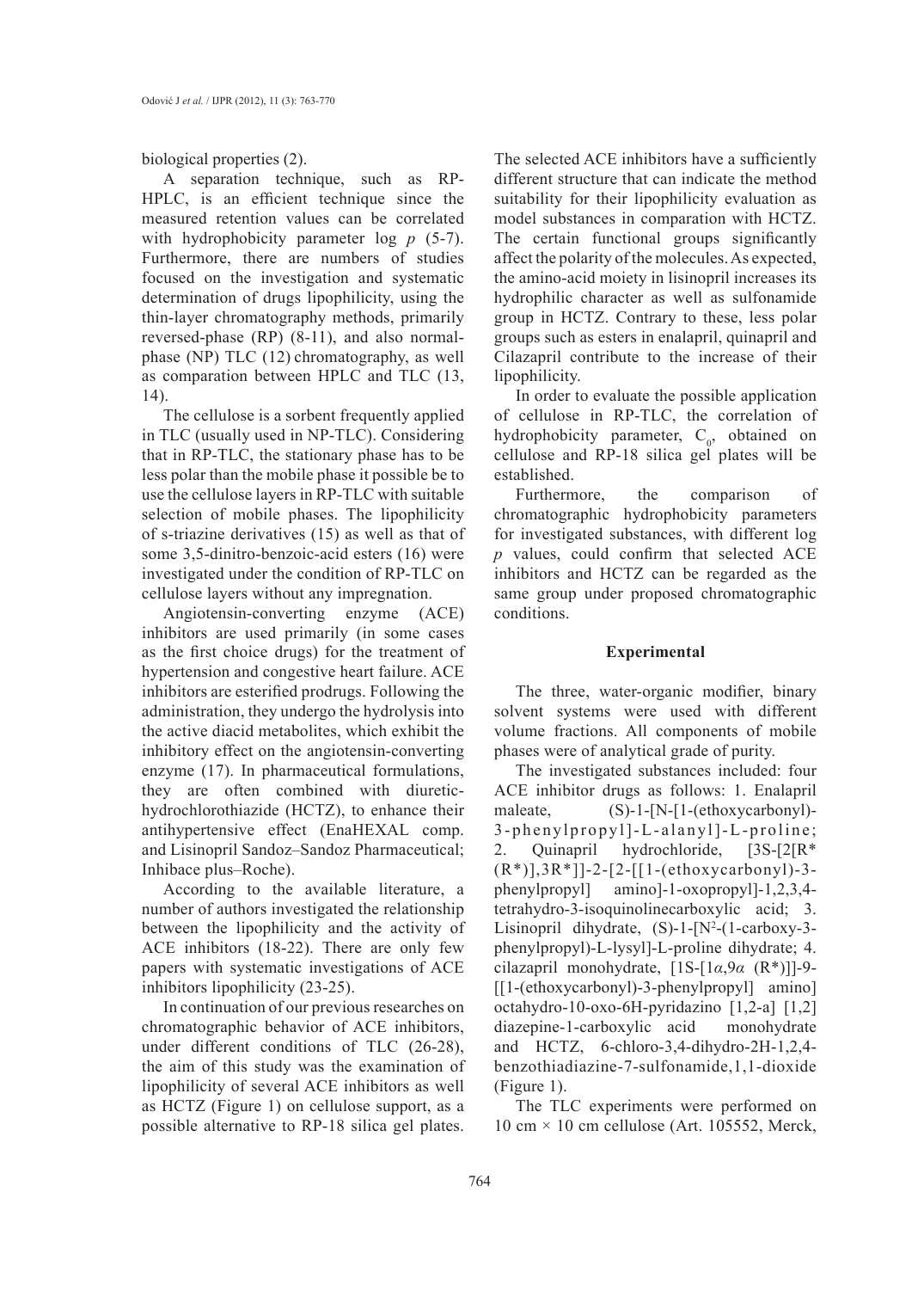biological properties (2).

A separation technique, such as RP-HPLC, is an efficient technique since the measured retention values can be correlated with hydrophobicity parameter log *p* (5-7). Furthermore, there are numbers of studies focused on the investigation and systematic determination of drugs lipophilicity, using the thin-layer chromatography methods, primarily reversed-phase (RP) (8-11), and also normal-phase (NP) TLC (12) chromatography, as well as comparation between HPLC and TLC (13, 14).

The cellulose is a sorbent frequently applied in TLC (usually used in NP-TLC). Considering that in RP-TLC, the stationary phase has to be less polar than the mobile phase it possible be to use the cellulose layers in RP-TLC with suitable selection of mobile phases. The lipophilicity of s-triazine derivatives (15) as well as that of some 3,5-dinitro-benzoic-acid esters (16) were investigated under the condition of RP-TLC on cellulose layers without any impregnation.

Angiotensin-converting enzyme (ACE) inhibitors are used primarily (in some cases as the first choice drugs) for the treatment of hypertension and congestive heart failure. ACE inhibitors are esterified prodrugs. Following the administration, they undergo the hydrolysis into the active diacid metabolites, which exhibit the inhibitory effect on the angiotensin-converting enzyme (17). In pharmaceutical formulations, they are often combined with diuretic-hydrochlorothiazide (HCTZ), to enhance their antihypertensive effect (EnaHEXAL comp. and Lisinopril Sandoz–Sandoz Pharmaceutical; Inhibace plus–Roche).

According to the available literature, a number of authors investigated the relationship between the lipophilicity and the activity of ACE inhibitors (18-22). There are only few papers with systematic investigations of ACE inhibitors lipophilicity (23-25).

In continuation of our previous researches on chromatographic behavior of ACE inhibitors, under different conditions of TLC (26-28), the aim of this study was the examination of lipophilicity of several ACE inhibitors as well as HCTZ (Figure 1) on cellulose support, as a possible alternative to RP-18 silica gel plates. The selected ACE inhibitors have a sufficiently different structure that can indicate the method suitability for their lipophilicity evaluation as model substances in comparation with HCTZ. The certain functional groups significantly affect the polarity of the molecules. As expected, the amino-acid moiety in lisinopril increases its hydrophilic character as well as sulfonamide group in HCTZ. Contrary to these, less polar groups such as esters in enalapril, quinapril and Cilazapril contribute to the increase of their lipophilicity.

In order to evaluate the possible application of cellulose in RP-TLC, the correlation of hydrophobicity parameter, $C_0$, obtained on cellulose and RP-18 silica gel plates will be established.

Furthermore, the comparison of chromatographic hydrophobicity parameters for investigated substances, with different log *p* values, could confirm that selected ACE inhibitors and HCTZ can be regarded as the same group under proposed chromatographic conditions.

## Experimental

The three, water-organic modifier, binary solvent systems were used with different volume fractions. All components of mobile phases were of analytical grade of purity.

The investigated substances included: four ACE inhibitor drugs as follows: 1. Enalapril maleate, (S)-1-[N-[1-(ethoxycarbonyl)-3-phenylpropyl]-L-alanyl]-L-proline; 2. Quinapril hydrochloride, [3S-[2[R*(R*)],3R*]]-2-[2-[[1-(ethoxycarbonyl)-3-phenylpropyl] amino]-1-oxopropyl]-1,2,3,4-tetrahydro-3-isoquinolinecarboxylic acid; 3. Lisinopril dihydrate, (S)-1-[N[2]-(1-carboxy-3-phenylpropyl)-L-lysyl]-L-proline dihydrate; 4. cilazapril monohydrate, [1S-[1*α*,9*α* (R*)]]-9-[[1-(ethoxycarbonyl)-3-phenylpropyl] amino] octahydro-10-oxo-6H-pyridazino [1,2-a] [1,2] diazepine-1-carboxylic acid monohydrate and HCTZ, 6-chloro-3,4-dihydro-2H-1,2,4-benzothiadiazine-7-sulfonamide,1,1-dioxide (Figure 1).

The TLC experiments were performed on 10 cm × 10 cm cellulose (Art. 105552, Merck,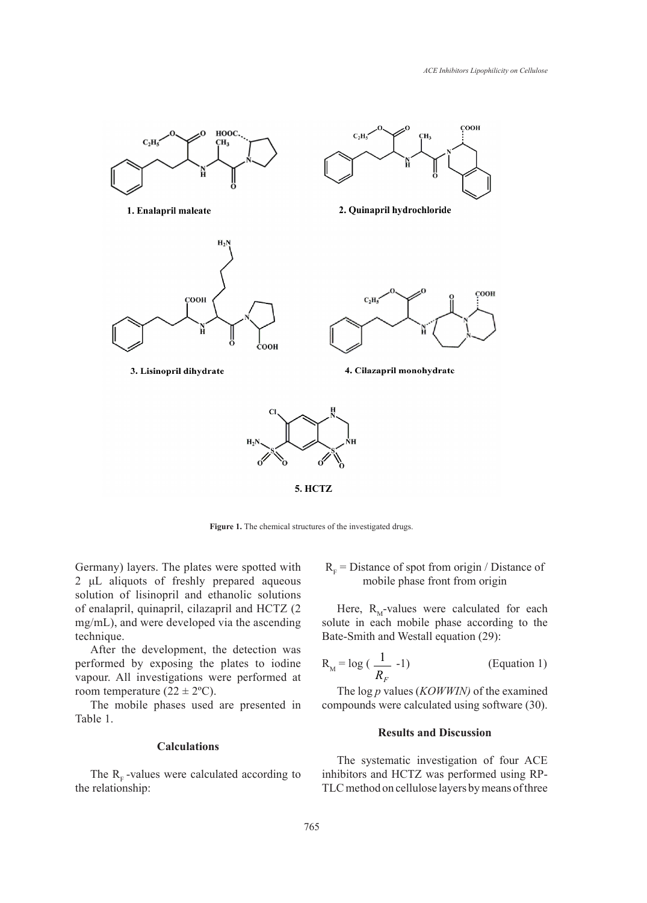Figure 1. The chemical structures of the investigated drugs.

Germany) layers. The plates were spotted with 2 μL aliquots of freshly prepared aqueous solution of lisinopril and ethanolic solutions of enalapril, quinapril, cilazapril and HCTZ (2 mg/mL), and were developed via the ascending technique.

After the development, the detection was performed by exposing the plates to iodine vapour. All investigations were performed at room temperature (22 ± 2ºC).

The mobile phases used are presented in Table 1.

### Calculations

The $R_F$-values were calculated according to the relationship:

$$R_F = \text{Distance of spot from origin / Distance of mobile phase front from origin}$$

Here, $R_M$-values were calculated for each solute in each mobile phase according to the Bate-Smith and Westall equation (29):

$$R_M = \log\left(\frac{1}{R_F} - 1\right) \qquad \text{(Equation 1)}$$

The log *p* values (*KOWWIN)* of the examined compounds were calculated using software (30).

### Results and Discussion

The systematic investigation of four ACE inhibitors and HCTZ was performed using RP-TLC method on cellulose layers by means of three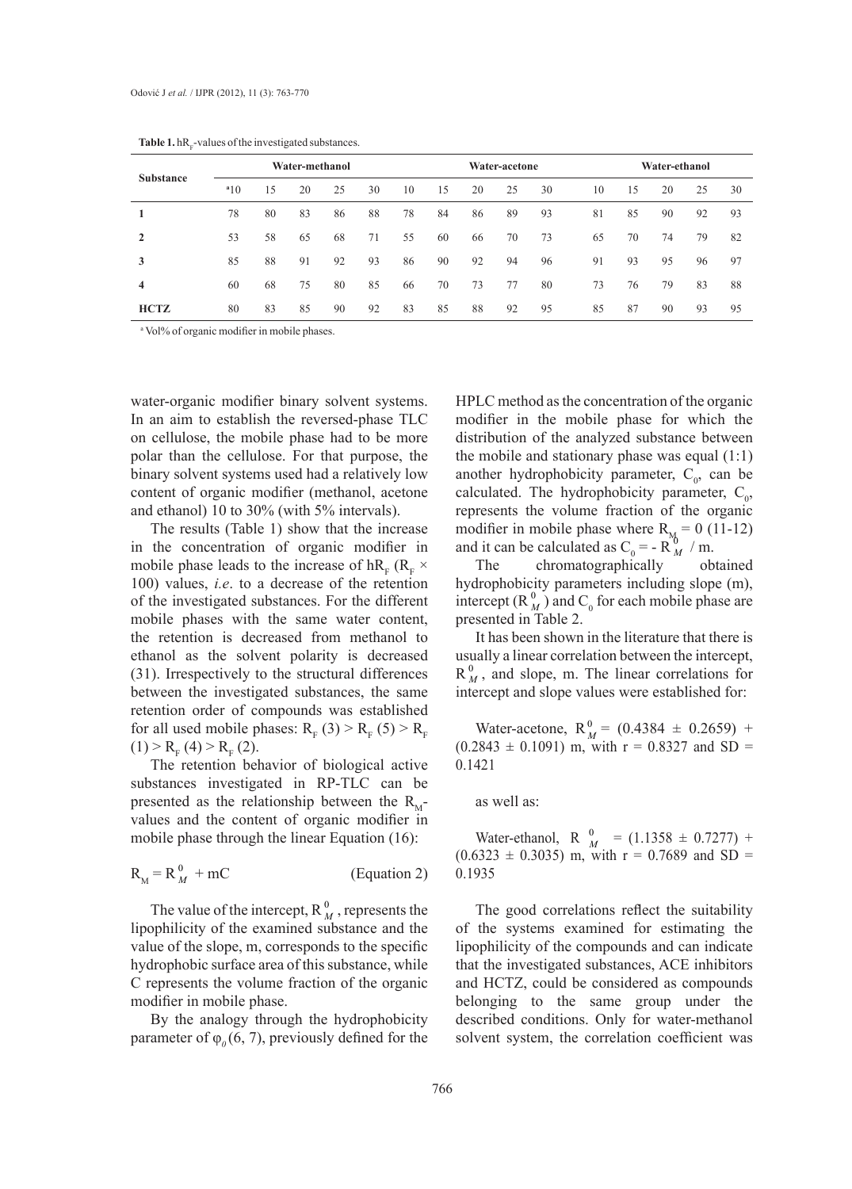**Table 1.** $hR_F$-values of the investigated substances.

| Substance | Water-methanol | | | | | Water-acetone | | | | | Water-ethanol | | | | |
|---|---|---|---|---|---|---|---|---|---|---|---|---|---|---|---|
| | [a]10 | 15 | 20 | 25 | 30 | 10 | 15 | 20 | 25 | 30 | 10 | 15 | 20 | 25 | 30 |
| **1** | 78 | 80 | 83 | 86 | 88 | 78 | 84 | 86 | 89 | 93 | 81 | 85 | 90 | 92 | 93 |
| **2** | 53 | 58 | 65 | 68 | 71 | 55 | 60 | 66 | 70 | 73 | 65 | 70 | 74 | 79 | 82 |
| **3** | 85 | 88 | 91 | 92 | 93 | 86 | 90 | 92 | 94 | 96 | 91 | 93 | 95 | 96 | 97 |
| **4** | 60 | 68 | 75 | 80 | 85 | 66 | 70 | 73 | 77 | 80 | 73 | 76 | 79 | 83 | 88 |
| **HCTZ** | 80 | 83 | 85 | 90 | 92 | 83 | 85 | 88 | 92 | 95 | 85 | 87 | 90 | 93 | 95 |

[a] Vol% of organic modifier in mobile phases.

water-organic modifier binary solvent systems. In an aim to establish the reversed-phase TLC on cellulose, the mobile phase had to be more polar than the cellulose. For that purpose, the binary solvent systems used had a relatively low content of organic modifier (methanol, acetone and ethanol) 10 to 30% (with 5% intervals).

The results (Table 1) show that the increase in the concentration of organic modifier in mobile phase leads to the increase of $hR_F$ ($R_F \times 100$) values, *i.e*. to a decrease of the retention of the investigated substances. For the different mobile phases with the same water content, the retention is decreased from methanol to ethanol as the solvent polarity is decreased (31). Irrespectively to the structural differences between the investigated substances, the same retention order of compounds was established for all used mobile phases: $R_F$ (3) > $R_F$ (5) > $R_F$ (1) > $R_F$ (4) > $R_F$ (2).

The retention behavior of biological active substances investigated in RP-TLC can be presented as the relationship between the $R_M$-values and the content of organic modifier in mobile phase through the linear Equation (16):

$$R_M = R_M^0 + mC \qquad \text{(Equation 2)}$$

The value of the intercept, $R_M^0$, represents the lipophilicity of the examined substance and the value of the slope, m, corresponds to the specific hydrophobic surface area of this substance, while C represents the volume fraction of the organic modifier in mobile phase.

By the analogy through the hydrophobicity parameter of $\varphi_0$ (6, 7), previously defined for the HPLC method as the concentration of the organic modifier in the mobile phase for which the distribution of the analyzed substance between the mobile and stationary phase was equal (1:1) another hydrophobicity parameter, $C_0$, can be calculated. The hydrophobicity parameter, $C_0$, represents the volume fraction of the organic modifier in mobile phase where $R_M = 0$ (11-12) and it can be calculated as $C_0 = - R_M^0 / m$.

The chromatographically obtained hydrophobicity parameters including slope (m), intercept ($R_M^0$) and $C_0$ for each mobile phase are presented in Table 2.

It has been shown in the literature that there is usually a linear correlation between the intercept, $R_M^0$, and slope, m. The linear correlations for intercept and slope values were established for:

Water-acetone, $R_M^0 = (0.4384 \pm 0.2659) + (0.2843 \pm 0.1091)$ m, with r = 0.8327 and SD = 0.1421

as well as:

Water-ethanol, $R_M^0 = (1.1358 \pm 0.7277) + (0.6323 \pm 0.3035)$ m, with r = 0.7689 and SD = 0.1935

The good correlations reflect the suitability of the systems examined for estimating the lipophilicity of the compounds and can indicate that the investigated substances, ACE inhibitors and HCTZ, could be considered as compounds belonging to the same group under the described conditions. Only for water-methanol solvent system, the correlation coefficient was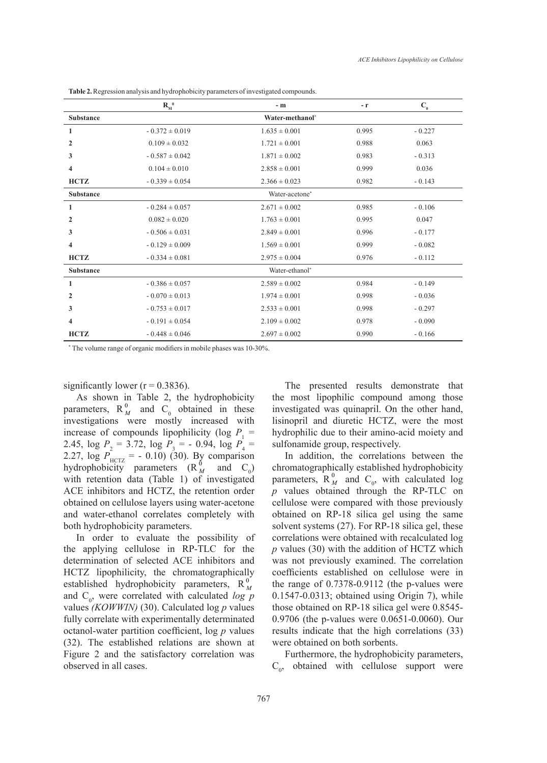**Table 2.** Regression analysis and hydrophobicity parameters of investigated compounds.

| | $R_M^0$ | - m | - r | $C_0$ |
|---|---|---|---|---|
| **Substance** | | **Water-methanol*** | | |
| **1** | - 0.372 ± 0.019 | 1.635 ± 0.001 | 0.995 | - 0.227 |
| **2** | 0.109 ± 0.032 | 1.721 ± 0.001 | 0.988 | 0.063 |
| **3** | - 0.587 ± 0.042 | 1.871 ± 0.002 | 0.983 | - 0.313 |
| **4** | 0.104 ± 0.010 | 2.858 ± 0.001 | 0.999 | 0.036 |
| **HCTZ** | - 0.339 ± 0.054 | 2.366 ± 0.023 | 0.982 | - 0.143 |
| **Substance** | | Water-acetone* | | |
| **1** | - 0.284 ± 0.057 | 2.671 ± 0.002 | 0.985 | - 0.106 |
| **2** | 0.082 ± 0.020 | 1.763 ± 0.001 | 0.995 | 0.047 |
| **3** | - 0.506 ± 0.031 | 2.849 ± 0.001 | 0.996 | - 0.177 |
| **4** | - 0.129 ± 0.009 | 1.569 ± 0.001 | 0.999 | - 0.082 |
| **HCTZ** | - 0.334 ± 0.081 | 2.975 ± 0.004 | 0.976 | - 0.112 |
| **Substance** | | Water-ethanol* | | |
| **1** | - 0.386 ± 0.057 | 2.589 ± 0.002 | 0.984 | - 0.149 |
| **2** | - 0.070 ± 0.013 | 1.974 ± 0.001 | 0.998 | - 0.036 |
| **3** | - 0.753 ± 0.017 | 2.533 ± 0.001 | 0.998 | - 0.297 |
| **4** | - 0.191 ± 0.054 | 2.109 ± 0.002 | 0.978 | - 0.090 |
| **HCTZ** | - 0.448 ± 0.046 | 2.697 ± 0.002 | 0.990 | - 0.166 |

* The volume range of organic modifiers in mobile phases was 10-30%.

significantly lower ($r = 0.3836$).

As shown in Table 2, the hydrophobicity parameters, $R_M^0$ and $C_0$ obtained in these investigations were mostly increased with increase of compounds lipophilicity ($\log P_1 = 2.45$, $\log P_2 = 3.72$, $\log P_3 = -0.94$, $\log P_4 = 2.27$, $\log P_{HCTZ} = -0.10$) (30). By comparison hydrophobicity parameters ($R_M^0$ and $C_0$) with retention data (Table 1) of investigated ACE inhibitors and HCTZ, the retention order obtained on cellulose layers using water-acetone and water-ethanol correlates completely with both hydrophobicity parameters.

In order to evaluate the possibility of the applying cellulose in RP-TLC for the determination of selected ACE inhibitors and HCTZ lipophilicity, the chromatographically established hydrophobicity parameters, $R_M^0$ and $C_0$, were correlated with calculated *log p* values *(KOWWIN)* (30). Calculated log *p* values fully correlate with experimentally determinated octanol-water partition coefficient, log *p* values (32). The established relations are shown at Figure 2 and the satisfactory correlation was observed in all cases.

The presented results demonstrate that the most lipophilic compound among those investigated was quinapril. On the other hand, lisinopril and diuretic HCTZ, were the most hydrophilic due to their amino-acid moiety and sulfonamide group, respectively.

In addition, the correlations between the chromatographically established hydrophobicity parameters, $R_M^0$ and $C_0$, with calculated log *p* values obtained through the RP-TLC on cellulose were compared with those previously obtained on RP-18 silica gel using the same solvent systems (27). For RP-18 silica gel, these correlations were obtained with recalculated log *p* values (30) with the addition of HCTZ which was not previously examined. The correlation coefficients established on cellulose were in the range of 0.7378-0.9112 (the p-values were 0.1547-0.0313; obtained using Origin 7), while those obtained on RP-18 silica gel were 0.8545-0.9706 (the p-values were 0.0651-0.0060). Our results indicate that the high correlations (33) were obtained on both sorbents.

Furthermore, the hydrophobicity parameters, $C_0$, obtained with cellulose support were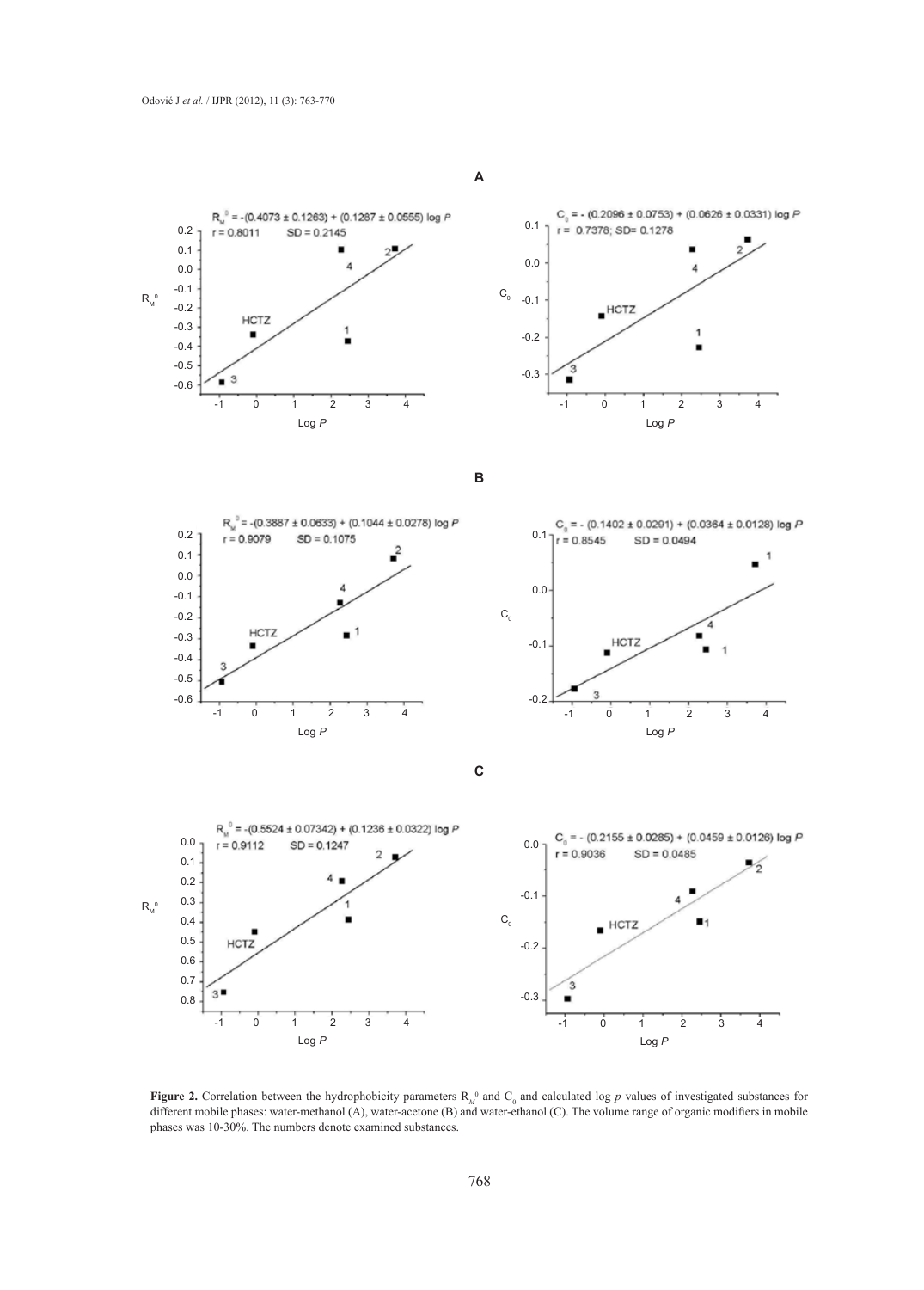**Figure 2.** Correlation between the hydrophobicity parameters $R_M^0$ and $C_0$ and calculated log *p* values of investigated substances for different mobile phases: water-methanol (A), water-acetone (B) and water-ethanol (C). The volume range of organic modifiers in mobile phases was 10-30%. The numbers denote examined substances.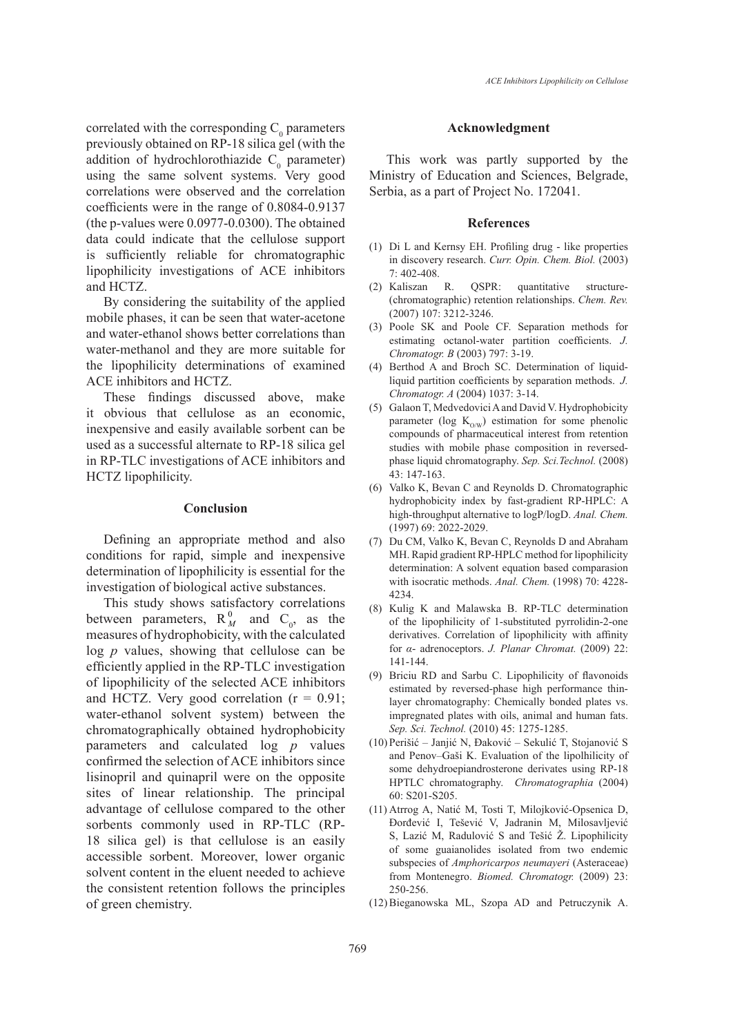correlated with the corresponding $C_0$ parameters previously obtained on RP-18 silica gel (with the addition of hydrochlorothiazide $C_0$ parameter) using the same solvent systems. Very good correlations were observed and the correlation coefficients were in the range of 0.8084-0.9137 (the p-values were 0.0977-0.0300). The obtained data could indicate that the cellulose support is sufficiently reliable for chromatographic lipophilicity investigations of ACE inhibitors and HCTZ.

By considering the suitability of the applied mobile phases, it can be seen that water-acetone and water-ethanol shows better correlations than water-methanol and they are more suitable for the lipophilicity determinations of examined ACE inhibitors and HCTZ.

These findings discussed above, make it obvious that cellulose as an economic, inexpensive and easily available sorbent can be used as a successful alternate to RP-18 silica gel in RP-TLC investigations of ACE inhibitors and HCTZ lipophilicity.

## Conclusion

Defining an appropriate method and also conditions for rapid, simple and inexpensive determination of lipophilicity is essential for the investigation of biological active substances.

This study shows satisfactory correlations between parameters, $R_M^0$ and $C_0$, as the measures of hydrophobicity, with the calculated log *p* values, showing that cellulose can be efficiently applied in the RP-TLC investigation of lipophilicity of the selected ACE inhibitors and HCTZ. Very good correlation ($r = 0.91$; water-ethanol solvent system) between the chromatographically obtained hydrophobicity parameters and calculated log *p* values confirmed the selection of ACE inhibitors since lisinopril and quinapril were on the opposite sites of linear relationship. The principal advantage of cellulose compared to the other sorbents commonly used in RP-TLC (RP-18 silica gel) is that cellulose is an easily accessible sorbent. Moreover, lower organic solvent content in the eluent needed to achieve the consistent retention follows the principles of green chemistry.

## Acknowledgment

This work was partly supported by the Ministry of Education and Sciences, Belgrade, Serbia, as a part of Project No. 172041.

## References

(1) Di L and Kernsy EH. Profiling drug - like properties in discovery research. *Curr. Opin. Chem. Biol.* (2003) 7: 402-408.

(2) Kaliszan R. QSPR: quantitative structure-(chromatographic) retention relationships. *Chem. Rev.* (2007) 107: 3212-3246.

(3) Poole SK and Poole CF. Separation methods for estimating octanol-water partition coefficients. *J. Chromatogr. B* (2003) 797: 3-19.

(4) Berthod A and Broch SC. Determination of liquid-liquid partition coefficients by separation methods. *J. Chromatogr. A* (2004) 1037: 3-14.

(5) Galaon T, Medvedovici A and David V. Hydrophobicity parameter (log $K_{O/W}$) estimation for some phenolic compounds of pharmaceutical interest from retention studies with mobile phase composition in reversed-phase liquid chromatography. *Sep. Sci.Technol.* (2008) 43: 147-163.

(6) Valko K, Bevan C and Reynolds D. Chromatographic hydrophobicity index by fast-gradient RP-HPLC: A high-throughput alternative to logP/logD. *Anal. Chem.* (1997) 69: 2022-2029.

(7) Du CM, Valko K, Bevan C, Reynolds D and Abraham MH. Rapid gradient RP-HPLC method for lipophilicity determination: A solvent equation based comparasion with isocratic methods. *Anal. Chem.* (1998) 70: 4228-4234.

(8) Kulig K and Malawska B. RP-TLC determination of the lipophilicity of 1-substituted pyrrolidin-2-one derivatives. Correlation of lipophilicity with affinity for *α*- adrenoceptors. *J. Planar Chromat.* (2009) 22: 141-144.

(9) Briciu RD and Sarbu C. Lipophilicity of flavonoids estimated by reversed-phase high performance thin-layer chromatography: Chemically bonded plates vs. impregnated plates with oils, animal and human fats. *Sep. Sci. Technol.* (2010) 45: 1275-1285.

(10) Perišić – Janjić N, Đaković – Sekulić T, Stojanović S and Penov–Gaši K. Evaluation of the lipolhilicity of some dehydroepiandrosterone derivates using RP-18 HPTLC chromatography. *Chromatographia* (2004) 60: S201-S205.

(11) Atrrog A, Natić M, Tosti T, Milojković-Opsenica D, Đorđević I, Tešević V, Jadranin M, Milosavljević S, Lazić M, Radulović S and Tešić Ž. Lipophilicity of some guaianolides isolated from two endemic subspecies of *Amphoricarpos neumayeri* (Asteraceae) from Montenegro. *Biomed. Chromatogr.* (2009) 23: 250-256.

(12) Bieganowska ML, Szopa AD and Petruczynik A.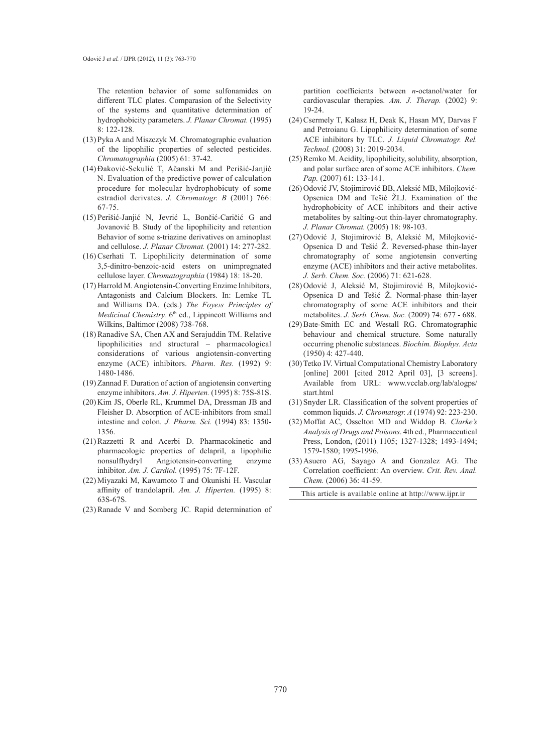The retention behavior of some sulfonamides on different TLC plates. Comparasion of the Selectivity of the systems and quantitative determination of hydrophobicity parameters. *J. Planar Chromat.* (1995) 8: 122-128.

(13) Pyka A and Miszczyk M. Chromatographic evaluation of the lipophilic properties of selected pesticides. *Chromatographia* (2005) 61: 37-42.

(14) Đaković-Sekulić T, Aćanski M and Perišić-Janjić N. Evaluation of the predictive power of calculation procedure for molecular hydrophobicuty of some estradiol derivates. *J. Chromatogr. B* (2001) 766: 67-75.

(15) Perišić-Janjić N, Jevrić L, Bončić-Caričić G and Jovanović B. Study of the lipophilicity and retention Behavior of some s-triazine derivatives on aminoplast and cellulose. *J. Planar Chromat.* (2001) 14: 277-282.

(16) Cserhati T. Lipophilicity determination of some 3,5-dinitro-benzoic-acid esters on unimpregnated cellulose layer. *Chromatographia* (1984) 18: 18-20.

(17) Harrold M. Angiotensin-Converting Enzime Inhibitors, Antagonists and Calcium Blockers. In: Lemke TL and Williams DA. (eds.) *The Foye›s Principles of Medicinal Chemistry.* 6th ed., Lippincott Williams and Wilkins, Baltimor (2008) 738-768.

(18) Ranadive SA, Chen AX and Serajuddin TM. Relative lipophilicities and structural – pharmacological considerations of various angiotensin-converting enzyme (ACE) inhibitors. *Pharm. Res.* (1992) 9: 1480-1486.

(19) Zannad F. Duration of action of angiotensin converting enzyme inhibitors. *Am. J. Hiperten.* (1995) 8: 75S-81S.

(20) Kim JS, Oberle RL, Krummel DA, Dressman JB and Fleisher D. Absorption of ACE-inhibitors from small intestine and colon. *J. Pharm. Sci.* (1994) 83: 1350-1356.

(21) Razzetti R and Acerbi D. Pharmacokinetic and pharmacologic properties of delapril, a lipophilic nonsulfhydryl Angiotensin-converting enzyme inhibitor. *Am. J. Cardiol.* (1995) 75: 7F-12F.

(22) Miyazaki M, Kawamoto T and Okunishi H. Vascular affinity of trandolapril. *Am. J. Hiperten.* (1995) 8: 63S-67S.

(23) Ranade V and Somberg JC. Rapid determination of partition coefficients between *n*-octanol/water for cardiovascular therapies. *Am. J. Therap.* (2002) 9: 19-24.

(24) Csermely T, Kalasz H, Deak K, Hasan MY, Darvas F and Petroianu G. Lipophilicity determination of some ACE inhibitors by TLC. *J. Liquid Chromatogr. Rel. Technol.* (2008) 31: 2019-2034.

(25) Remko M. Acidity, lipophilicity, solubility, absorption, and polar surface area of some ACE inhibitors. *Chem. Pap.* (2007) 61: 133-141.

(26) Odović JV, Stojimirović BB, Aleksić MB, Milojković-Opsenica DM and Tešić ŽLJ. Examination of the hydrophobicity of ACE inhibitors and their active metabolites by salting-out thin-layer chromatography. *J. Planar Chromat.* (2005) 18: 98-103.

(27) Odović J, Stojimirović B, Aleksić M, Milojković-Opsenica D and Tešić Ž. Reversed-phase thin-layer chromatography of some angiotensin converting enzyme (ACE) inhibitors and their active metabolites. *J. Serb. Chem. Soc.* (2006) 71: 621-628.

(28) Odović J, Aleksić M, Stojimirović B, Milojković-Opsenica D and Tešić Ž. Normal-phase thin-layer chromatography of some ACE inhibitors and their metabolites. *J. Serb. Chem. Soc.* (2009) 74: 677 - 688.

(29) Bate-Smith EC and Westall RG. Chromatographic behaviour and chemical structure. Some naturally occurring phenolic substances. *Biochim. Biophys. Acta* (1950) 4: 427-440.

(30) Tetko IV. Virtual Computational Chemistry Laboratory [online] 2001 [cited 2012 April 03], [3 screens]. Available from URL: www.vcclab.org/lab/alogps/start.html

(31) Snyder LR. Classification of the solvent properties of common liquids. *J. Chromatogr. A* (1974) 92: 223-230.

(32) Moffat AC, Osselton MD and Widdop B. *Clarke's Analysis of Drugs and Poisons*. 4th ed., Pharmaceutical Press, London, (2011) 1105; 1327-1328; 1493-1494; 1579-1580; 1995-1996.

(33) Asuero AG, Sayago A and Gonzalez AG. The Correlation coefficient: An overview. *Crit. Rev. Anal. Chem.* (2006) 36: 41-59.

This article is available online at http://www.ijpr.ir